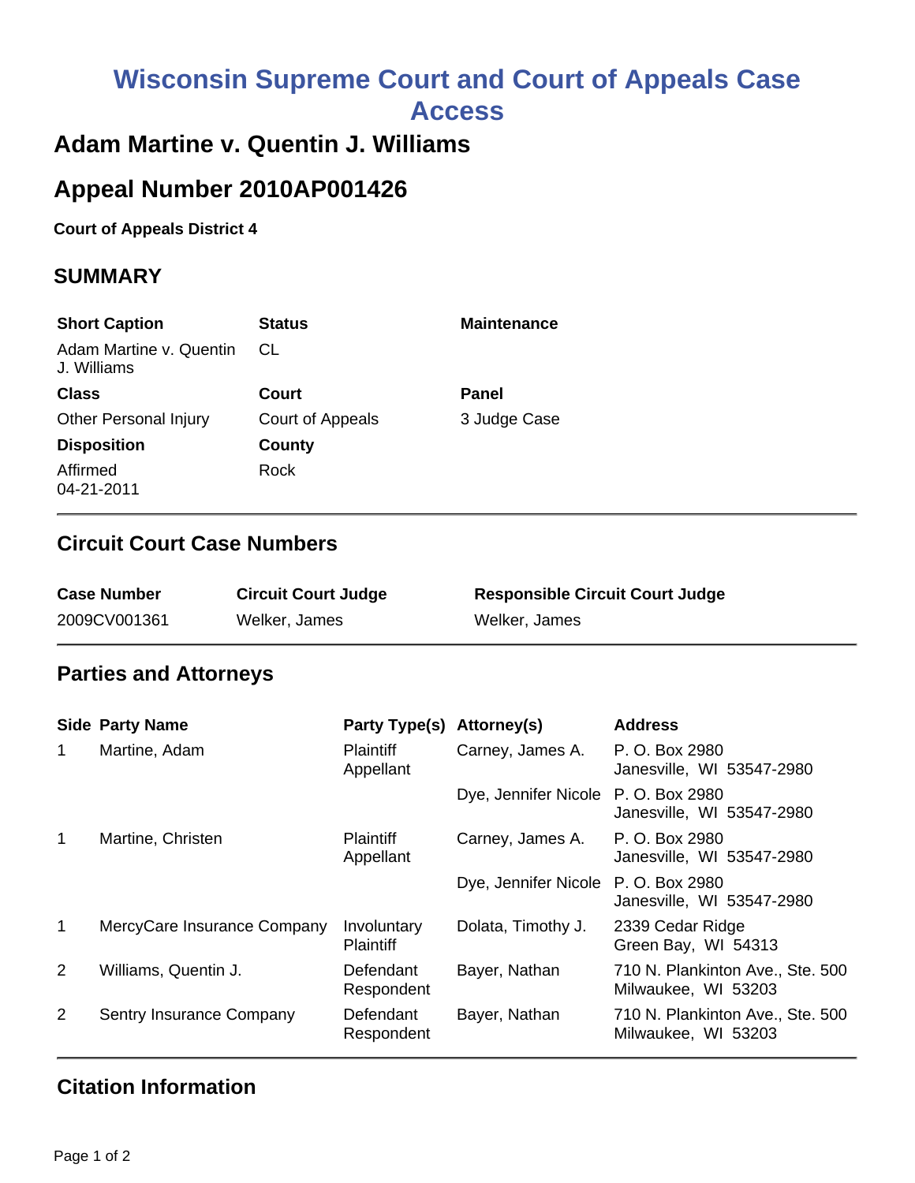# Wisconsin Supreme Court and Court of Appeals Case Access

## Adam Martine v. Quentin J. Williams

## Appeal Number 2010AP001426

**Court of Appeals District 4**

### SUMMARY

| Short Caption | Status | Maintenance |
|---|---|---|
| Adam Martine v. Quentin J. Williams | CL | |
| **Class** | **Court** | **Panel** |
| Other Personal Injury | Court of Appeals | 3 Judge Case |
| **Disposition** | **County** | |
| Affirmed 04-21-2011 | Rock | |

### Circuit Court Case Numbers

| Case Number | Circuit Court Judge | Responsible Circuit Court Judge |
|---|---|---|
| 2009CV001361 | Welker, James | Welker, James |

### Parties and Attorneys

| Side | Party Name | Party Type(s) | Attorney(s) | Address |
|---|---|---|---|---|
| 1 | Martine, Adam | Plaintiff Appellant | Carney, James A. | P. O. Box 2980 Janesville, WI 53547-2980 |
| | | | Dye, Jennifer Nicole | P. O. Box 2980 Janesville, WI 53547-2980 |
| 1 | Martine, Christen | Plaintiff Appellant | Carney, James A. | P. O. Box 2980 Janesville, WI 53547-2980 |
| | | | Dye, Jennifer Nicole | P. O. Box 2980 Janesville, WI 53547-2980 |
| 1 | MercyCare Insurance Company | Involuntary Plaintiff | Dolata, Timothy J. | 2339 Cedar Ridge Green Bay, WI 54313 |
| 2 | Williams, Quentin J. | Defendant Respondent | Bayer, Nathan | 710 N. Plankinton Ave., Ste. 500 Milwaukee, WI 53203 |
| 2 | Sentry Insurance Company | Defendant Respondent | Bayer, Nathan | 710 N. Plankinton Ave., Ste. 500 Milwaukee, WI 53203 |

### Citation Information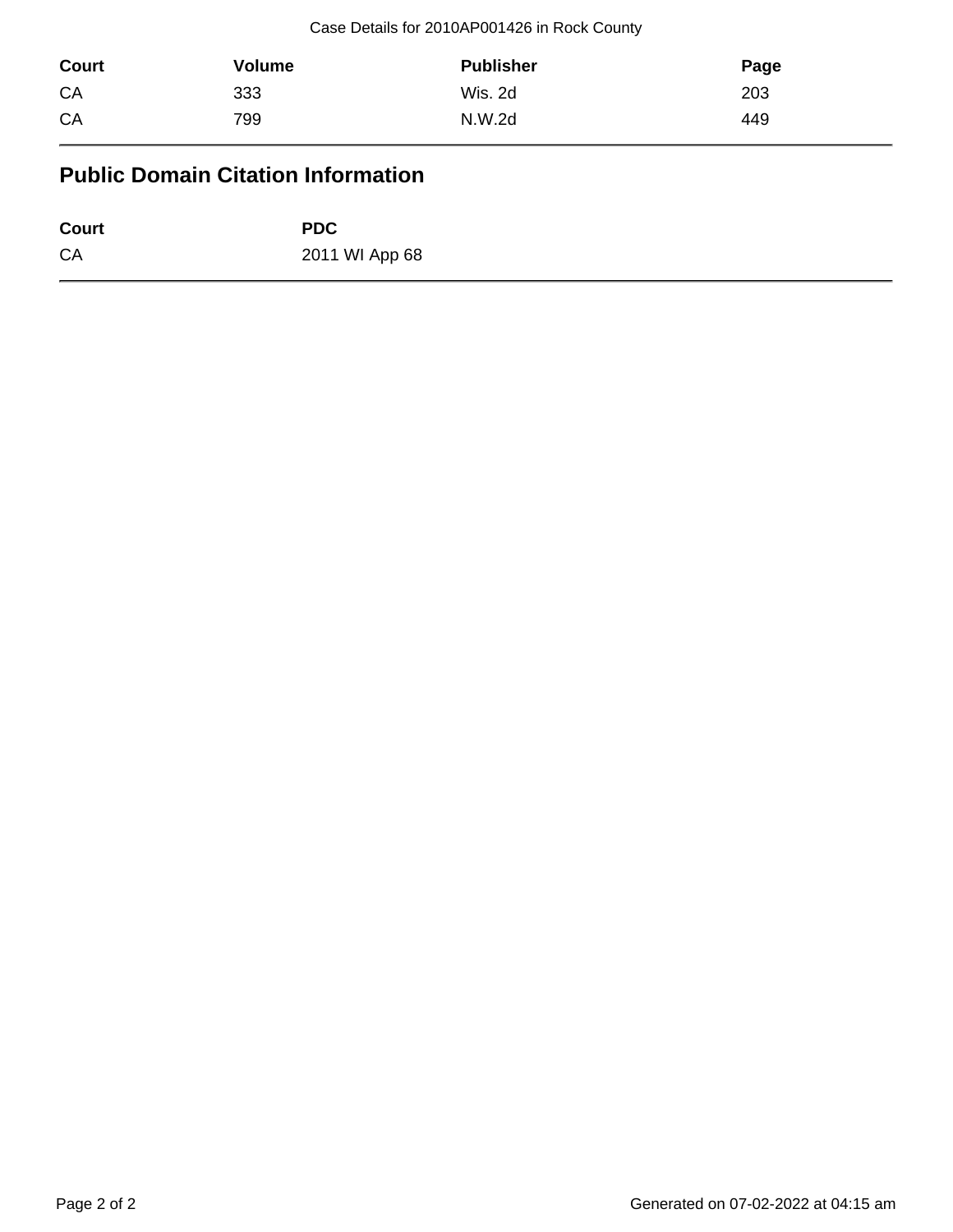| Court | Volume | Publisher | Page |
| --- | --- | --- | --- |
| CA | 333 | Wis. 2d | 203 |
| CA | 799 | N.W.2d | 449 |

## Public Domain Citation Information

| Court | PDC |
| --- | --- |
| CA | 2011 WI App 68 |